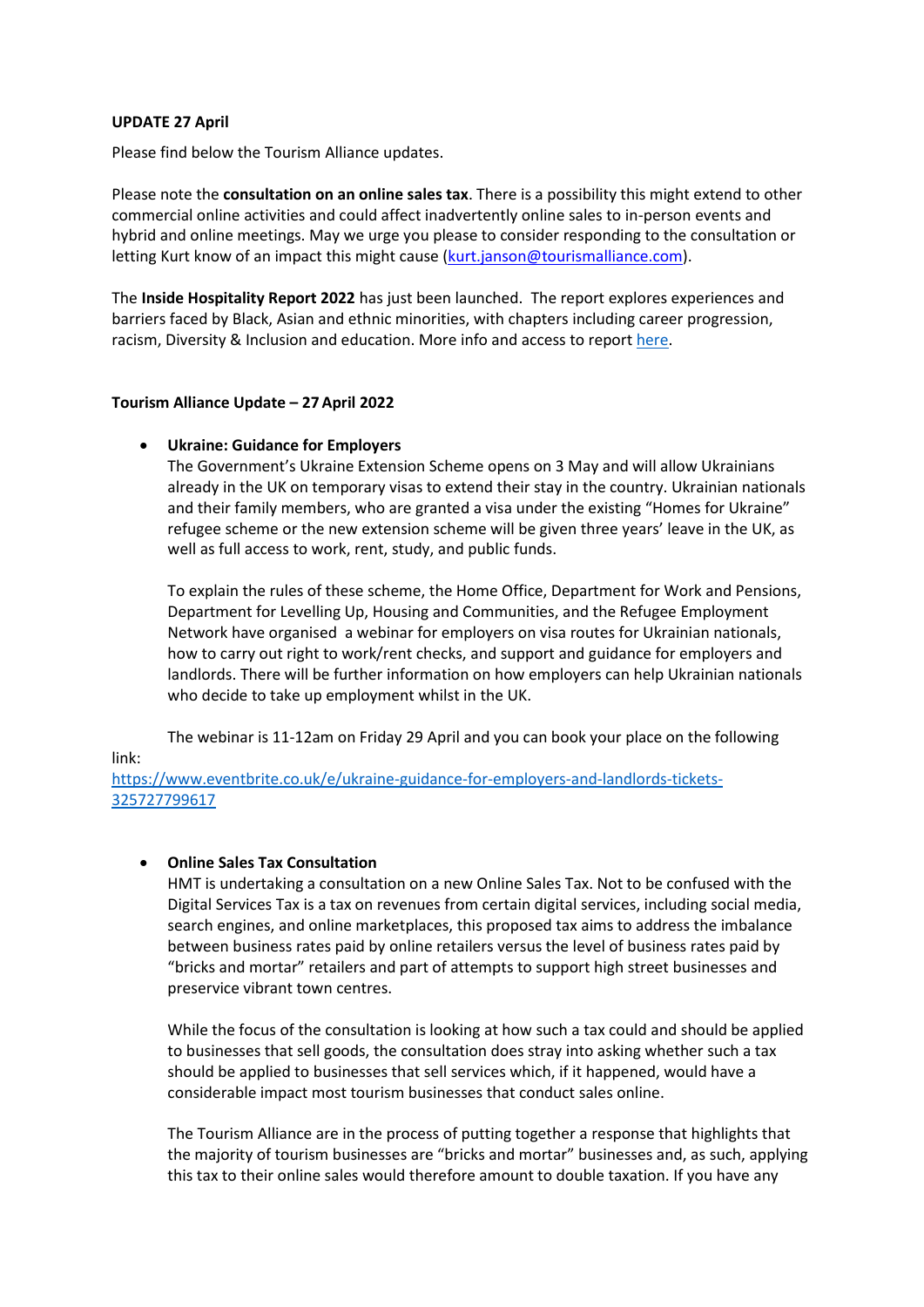**UPDATE 27 April**

Please find below the Tourism Alliance updates.

Please note the **consultation on an online sales tax**. There is a possibility this might extend to other commercial online activities and could affect inadvertently online sales to in-person events and hybrid and online meetings. May we urge you please to consider responding to the consultation or letting Kurt know of an impact this might cause (kurt.janson@tourismalliance.com).

The **Inside Hospitality Report 2022** has just been launched. The report explores experiences and barriers faced by Black, Asian and ethnic minorities, with chapters including career progression, racism, Diversity & Inclusion and education. More info and access to report here.

**Tourism Alliance Update – 27 April 2022**

- **Ukraine: Guidance for Employers**
  The Government's Ukraine Extension Scheme opens on 3 May and will allow Ukrainians already in the UK on temporary visas to extend their stay in the country. Ukrainian nationals and their family members, who are granted a visa under the existing "Homes for Ukraine" refugee scheme or the new extension scheme will be given three years' leave in the UK, as well as full access to work, rent, study, and public funds.

  To explain the rules of these scheme, the Home Office, Department for Work and Pensions, Department for Levelling Up, Housing and Communities, and the Refugee Employment Network have organised a webinar for employers on visa routes for Ukrainian nationals, how to carry out right to work/rent checks, and support and guidance for employers and landlords. There will be further information on how employers can help Ukrainian nationals who decide to take up employment whilst in the UK.

  The webinar is 11-12am on Friday 29 April and you can book your place on the following link:
  https://www.eventbrite.co.uk/e/ukraine-guidance-for-employers-and-landlords-tickets-325727799617

- **Online Sales Tax Consultation**
  HMT is undertaking a consultation on a new Online Sales Tax. Not to be confused with the Digital Services Tax is a tax on revenues from certain digital services, including social media, search engines, and online marketplaces, this proposed tax aims to address the imbalance between business rates paid by online retailers versus the level of business rates paid by "bricks and mortar" retailers and part of attempts to support high street businesses and preservice vibrant town centres.

  While the focus of the consultation is looking at how such a tax could and should be applied to businesses that sell goods, the consultation does stray into asking whether such a tax should be applied to businesses that sell services which, if it happened, would have a considerable impact most tourism businesses that conduct sales online.

  The Tourism Alliance are in the process of putting together a response that highlights that the majority of tourism businesses are "bricks and mortar" businesses and, as such, applying this tax to their online sales would therefore amount to double taxation. If you have any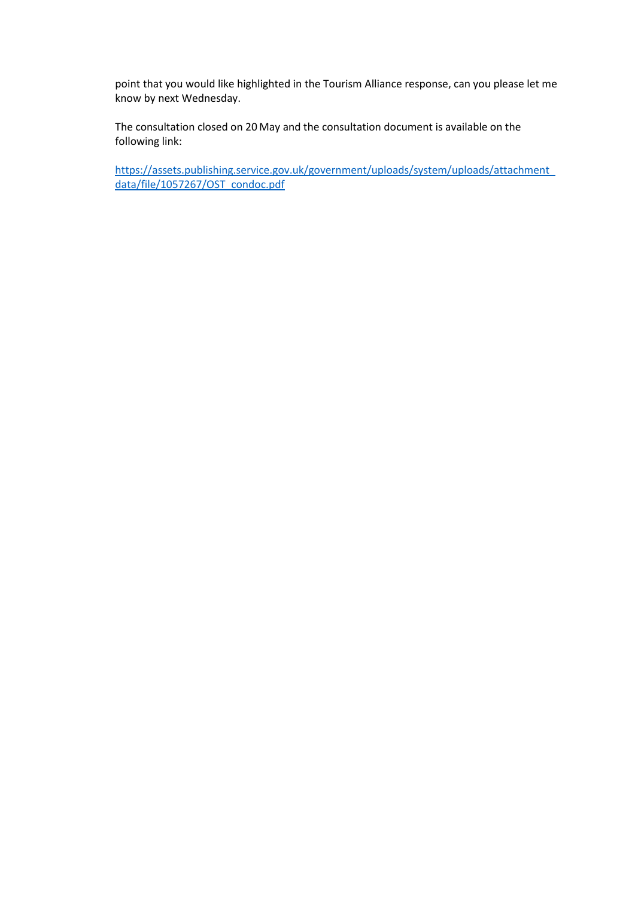point that you would like highlighted in the Tourism Alliance response, can you please let me know by next Wednesday.

The consultation closed on 20 May and the consultation document is available on the following link:

[https://assets.publishing.service.gov.uk/government/uploads/system/uploads/attachment_data/file/1057267/OST_condoc.pdf](https://assets.publishing.service.gov.uk/government/uploads/system/uploads/attachment_data/file/1057267/OST_condoc.pdf)